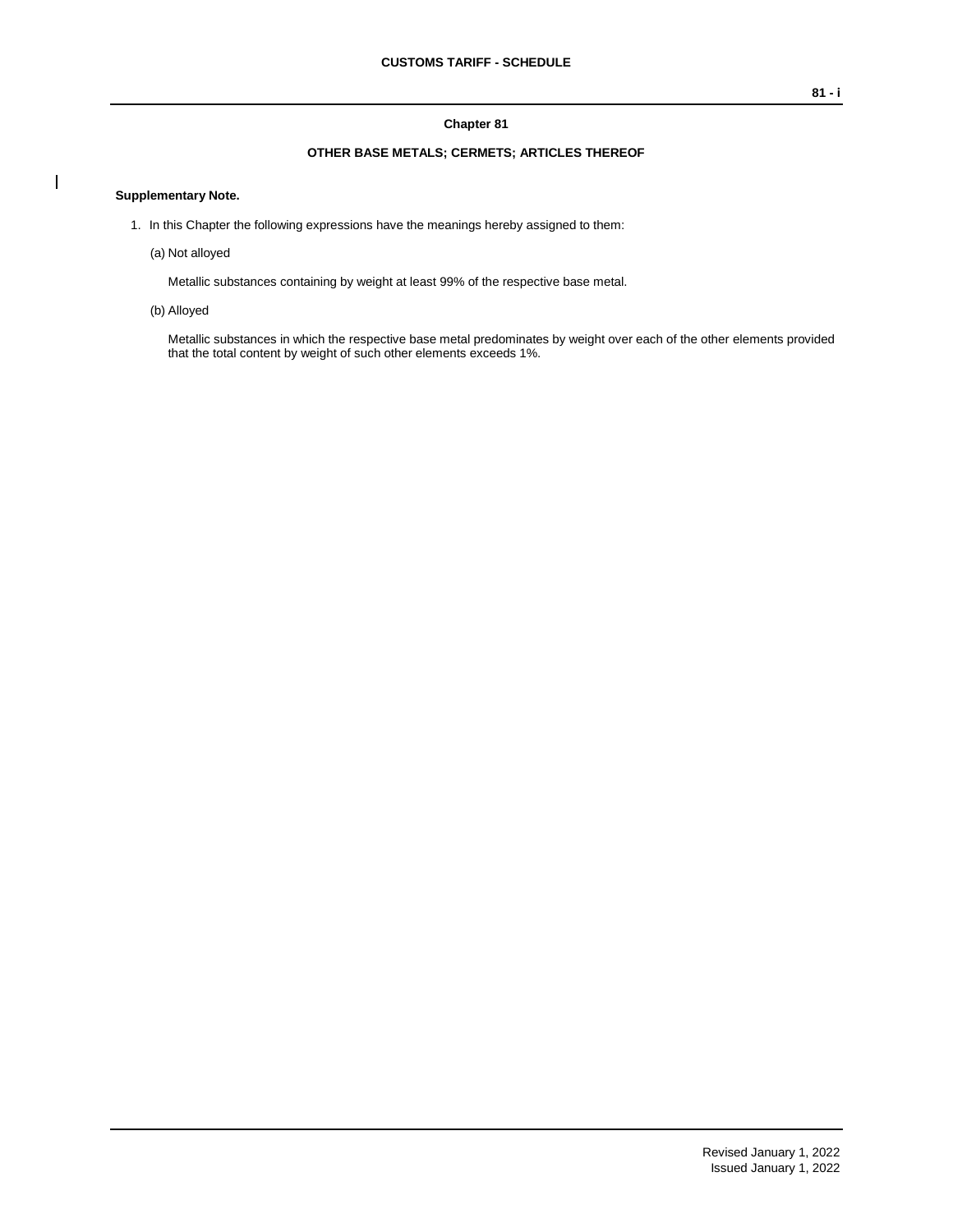# Chapter 81

## OTHER BASE METALS; CERMETS; ARTICLES THEREOF

**Supplementary Note.**

1. In this Chapter the following expressions have the meanings hereby assigned to them:

   (a) Not alloyed

   Metallic substances containing by weight at least 99% of the respective base metal.

   (b) Alloyed

   Metallic substances in which the respective base metal predominates by weight over each of the other elements provided that the total content by weight of such other elements exceeds 1%.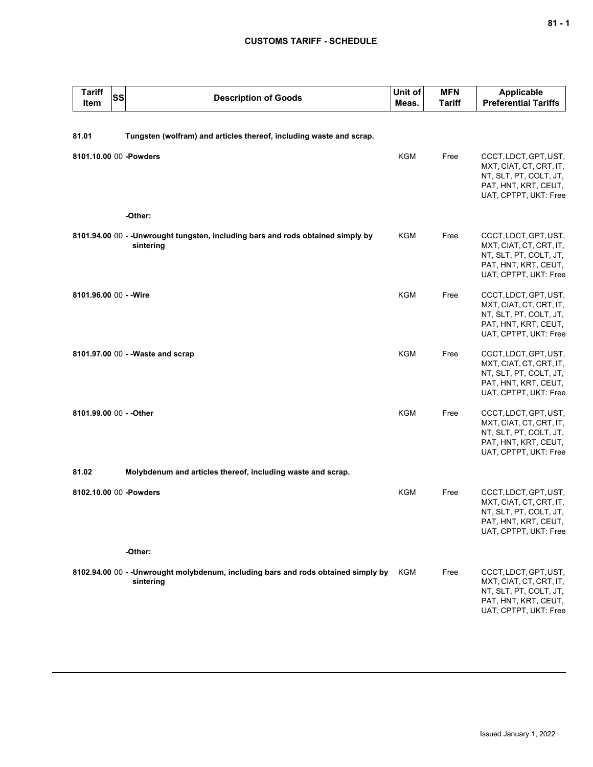| Tariff Item | SS | Description of Goods | Unit of Meas. | MFN Tariff | Applicable Preferential Tariffs |
|---|---|---|---|---|---|
| 81.01 | | **Tungsten (wolfram) and articles thereof, including waste and scrap.** | | | |
| 8101.10.00 | 00 | **-Powders** | KGM | Free | CCCT, LDCT, GPT, UST, MXT, CIAT, CT, CRT, IT, NT, SLT, PT, COLT, JT, PAT, HNT, KRT, CEUT, UAT, CPTPT, UKT: Free |
| | | **-Other:** | | | |
| 8101.94.00 | 00 | **- -Unwrought tungsten, including bars and rods obtained simply by sintering** | KGM | Free | CCCT, LDCT, GPT, UST, MXT, CIAT, CT, CRT, IT, NT, SLT, PT, COLT, JT, PAT, HNT, KRT, CEUT, UAT, CPTPT, UKT: Free |
| 8101.96.00 | 00 | **- -Wire** | KGM | Free | CCCT, LDCT, GPT, UST, MXT, CIAT, CT, CRT, IT, NT, SLT, PT, COLT, JT, PAT, HNT, KRT, CEUT, UAT, CPTPT, UKT: Free |
| 8101.97.00 | 00 | **- -Waste and scrap** | KGM | Free | CCCT, LDCT, GPT, UST, MXT, CIAT, CT, CRT, IT, NT, SLT, PT, COLT, JT, PAT, HNT, KRT, CEUT, UAT, CPTPT, UKT: Free |
| 8101.99.00 | 00 | **- -Other** | KGM | Free | CCCT, LDCT, GPT, UST, MXT, CIAT, CT, CRT, IT, NT, SLT, PT, COLT, JT, PAT, HNT, KRT, CEUT, UAT, CPTPT, UKT: Free |
| 81.02 | | **Molybdenum and articles thereof, including waste and scrap.** | | | |
| 8102.10.00 | 00 | **-Powders** | KGM | Free | CCCT, LDCT, GPT, UST, MXT, CIAT, CT, CRT, IT, NT, SLT, PT, COLT, JT, PAT, HNT, KRT, CEUT, UAT, CPTPT, UKT: Free |
| | | **-Other:** | | | |
| 8102.94.00 | 00 | **- -Unwrought molybdenum, including bars and rods obtained simply by sintering** | KGM | Free | CCCT, LDCT, GPT, UST, MXT, CIAT, CT, CRT, IT, NT, SLT, PT, COLT, JT, PAT, HNT, KRT, CEUT, UAT, CPTPT, UKT: Free |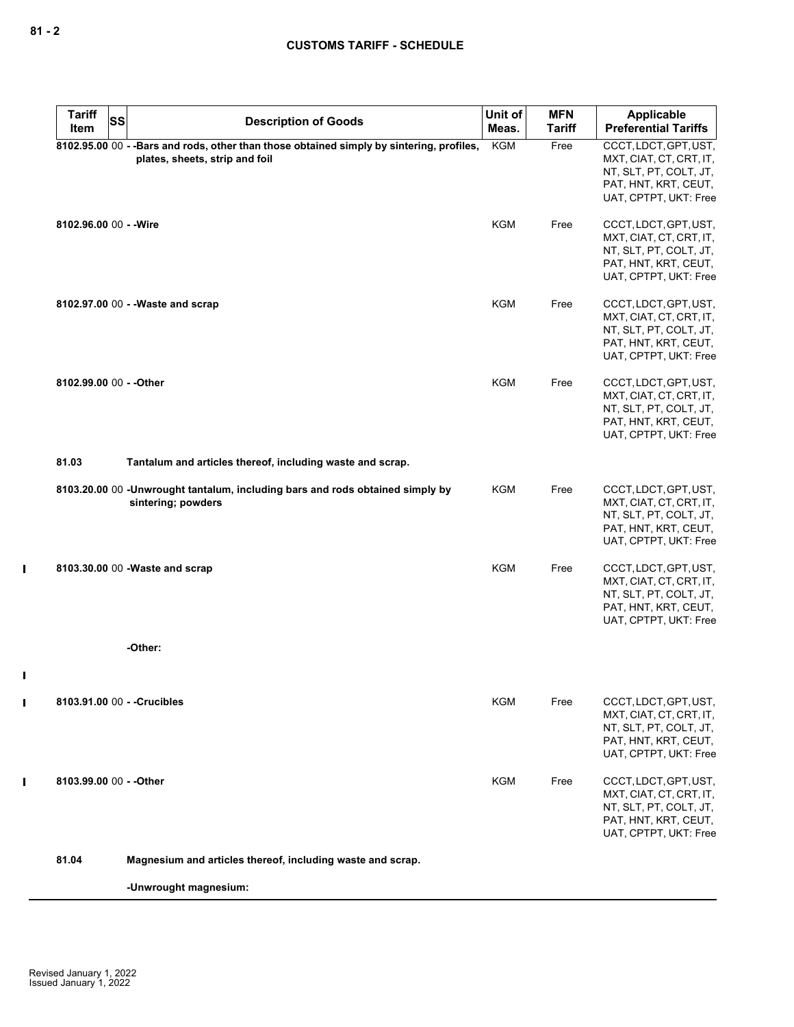| Tariff Item | SS | Description of Goods | Unit of Meas. | MFN Tariff | Applicable Preferential Tariffs |
|---|---|---|---|---|---|
| 8102.95.00 | 00 | - -Bars and rods, other than those obtained simply by sintering, profiles, plates, sheets, strip and foil | KGM | Free | CCCT, LDCT, GPT, UST, MXT, CIAT, CT, CRT, IT, NT, SLT, PT, COLT, JT, PAT, HNT, KRT, CEUT, UAT, CPTPT, UKT: Free |
| 8102.96.00 | 00 | - -Wire | KGM | Free | CCCT, LDCT, GPT, UST, MXT, CIAT, CT, CRT, IT, NT, SLT, PT, COLT, JT, PAT, HNT, KRT, CEUT, UAT, CPTPT, UKT: Free |
| 8102.97.00 | 00 | - -Waste and scrap | KGM | Free | CCCT, LDCT, GPT, UST, MXT, CIAT, CT, CRT, IT, NT, SLT, PT, COLT, JT, PAT, HNT, KRT, CEUT, UAT, CPTPT, UKT: Free |
| 8102.99.00 | 00 | - -Other | KGM | Free | CCCT, LDCT, GPT, UST, MXT, CIAT, CT, CRT, IT, NT, SLT, PT, COLT, JT, PAT, HNT, KRT, CEUT, UAT, CPTPT, UKT: Free |
| 81.03 | | Tantalum and articles thereof, including waste and scrap. | | | |
| 8103.20.00 | 00 | -Unwrought tantalum, including bars and rods obtained simply by sintering; powders | KGM | Free | CCCT, LDCT, GPT, UST, MXT, CIAT, CT, CRT, IT, NT, SLT, PT, COLT, JT, PAT, HNT, KRT, CEUT, UAT, CPTPT, UKT: Free |
| 8103.30.00 | 00 | -Waste and scrap | KGM | Free | CCCT, LDCT, GPT, UST, MXT, CIAT, CT, CRT, IT, NT, SLT, PT, COLT, JT, PAT, HNT, KRT, CEUT, UAT, CPTPT, UKT: Free |
| | | -Other: | | | |
| 8103.91.00 | 00 | - -Crucibles | KGM | Free | CCCT, LDCT, GPT, UST, MXT, CIAT, CT, CRT, IT, NT, SLT, PT, COLT, JT, PAT, HNT, KRT, CEUT, UAT, CPTPT, UKT: Free |
| 8103.99.00 | 00 | - -Other | KGM | Free | CCCT, LDCT, GPT, UST, MXT, CIAT, CT, CRT, IT, NT, SLT, PT, COLT, JT, PAT, HNT, KRT, CEUT, UAT, CPTPT, UKT: Free |
| 81.04 | | Magnesium and articles thereof, including waste and scrap. | | | |
| | | -Unwrought magnesium: | | | |

Revised January 1, 2022
Issued January 1, 2022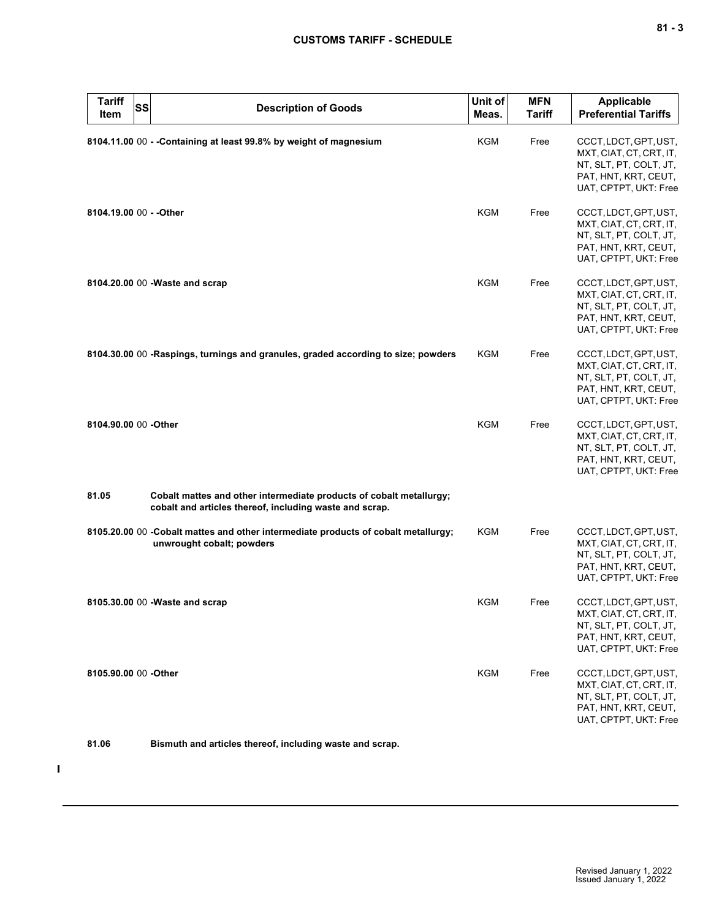| Tariff Item | SS | Description of Goods | Unit of Meas. | MFN Tariff | Applicable Preferential Tariffs |
|---|---|---|---|---|---|
| 8104.11.00 | 00 | - -Containing at least 99.8% by weight of magnesium | KGM | Free | CCCT, LDCT, GPT, UST, MXT, CIAT, CT, CRT, IT, NT, SLT, PT, COLT, JT, PAT, HNT, KRT, CEUT, UAT, CPTPT, UKT: Free |
| 8104.19.00 | 00 | - -Other | KGM | Free | CCCT, LDCT, GPT, UST, MXT, CIAT, CT, CRT, IT, NT, SLT, PT, COLT, JT, PAT, HNT, KRT, CEUT, UAT, CPTPT, UKT: Free |
| 8104.20.00 | 00 | -Waste and scrap | KGM | Free | CCCT, LDCT, GPT, UST, MXT, CIAT, CT, CRT, IT, NT, SLT, PT, COLT, JT, PAT, HNT, KRT, CEUT, UAT, CPTPT, UKT: Free |
| 8104.30.00 | 00 | -Raspings, turnings and granules, graded according to size; powders | KGM | Free | CCCT, LDCT, GPT, UST, MXT, CIAT, CT, CRT, IT, NT, SLT, PT, COLT, JT, PAT, HNT, KRT, CEUT, UAT, CPTPT, UKT: Free |
| 8104.90.00 | 00 | -Other | KGM | Free | CCCT, LDCT, GPT, UST, MXT, CIAT, CT, CRT, IT, NT, SLT, PT, COLT, JT, PAT, HNT, KRT, CEUT, UAT, CPTPT, UKT: Free |
| 81.05 | | Cobalt mattes and other intermediate products of cobalt metallurgy; cobalt and articles thereof, including waste and scrap. | | | |
| 8105.20.00 | 00 | -Cobalt mattes and other intermediate products of cobalt metallurgy; unwrought cobalt; powders | KGM | Free | CCCT, LDCT, GPT, UST, MXT, CIAT, CT, CRT, IT, NT, SLT, PT, COLT, JT, PAT, HNT, KRT, CEUT, UAT, CPTPT, UKT: Free |
| 8105.30.00 | 00 | -Waste and scrap | KGM | Free | CCCT, LDCT, GPT, UST, MXT, CIAT, CT, CRT, IT, NT, SLT, PT, COLT, JT, PAT, HNT, KRT, CEUT, UAT, CPTPT, UKT: Free |
| 8105.90.00 | 00 | -Other | KGM | Free | CCCT, LDCT, GPT, UST, MXT, CIAT, CT, CRT, IT, NT, SLT, PT, COLT, JT, PAT, HNT, KRT, CEUT, UAT, CPTPT, UKT: Free |
| 81.06 | | Bismuth and articles thereof, including waste and scrap. | | | |

Revised January 1, 2022
Issued January 1, 2022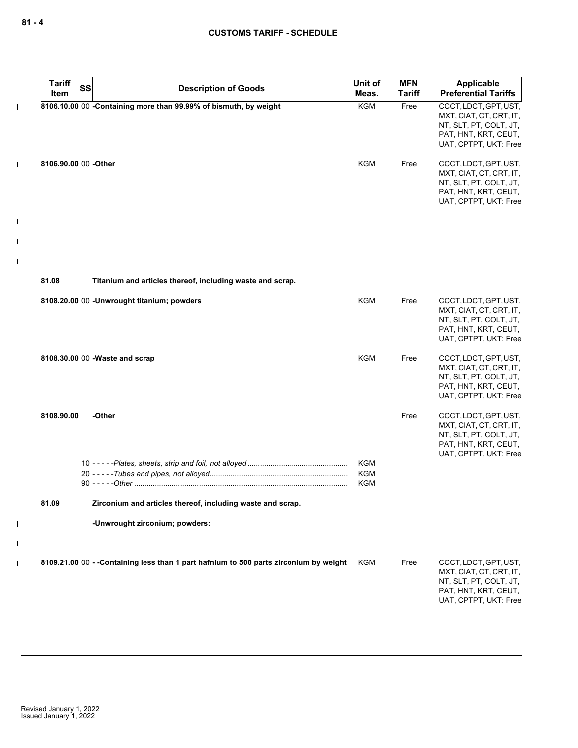| Tariff Item | SS | Description of Goods | Unit of Meas. | MFN Tariff | Applicable Preferential Tariffs |
|---|---|---|---|---|---|
| 8106.10.00 | 00 | **-Containing more than 99.99% of bismuth, by weight** | KGM | Free | CCCT, LDCT, GPT, UST, MXT, CIAT, CT, CRT, IT, NT, SLT, PT, COLT, JT, PAT, HNT, KRT, CEUT, UAT, CPTPT, UKT: Free |
| 8106.90.00 | 00 | **-Other** | KGM | Free | CCCT, LDCT, GPT, UST, MXT, CIAT, CT, CRT, IT, NT, SLT, PT, COLT, JT, PAT, HNT, KRT, CEUT, UAT, CPTPT, UKT: Free |
| **81.08** | | **Titanium and articles thereof, including waste and scrap.** | | | |
| 8108.20.00 | 00 | **-Unwrought titanium; powders** | KGM | Free | CCCT, LDCT, GPT, UST, MXT, CIAT, CT, CRT, IT, NT, SLT, PT, COLT, JT, PAT, HNT, KRT, CEUT, UAT, CPTPT, UKT: Free |
| 8108.30.00 | 00 | **-Waste and scrap** | KGM | Free | CCCT, LDCT, GPT, UST, MXT, CIAT, CT, CRT, IT, NT, SLT, PT, COLT, JT, PAT, HNT, KRT, CEUT, UAT, CPTPT, UKT: Free |
| 8108.90.00 | | **-Other** | | Free | CCCT, LDCT, GPT, UST, MXT, CIAT, CT, CRT, IT, NT, SLT, PT, COLT, JT, PAT, HNT, KRT, CEUT, UAT, CPTPT, UKT: Free |
| | 10 | - - - - -*Plates, sheets, strip and foil, not alloyed* | KGM | | |
| | 20 | - - - - -*Tubes and pipes, not alloyed* | KGM | | |
| | 90 | - - - - -*Other* | KGM | | |
| **81.09** | | **Zirconium and articles thereof, including waste and scrap.** | | | |
| | | **-Unwrought zirconium; powders:** | | | |
| 8109.21.00 | 00 | **- -Containing less than 1 part hafnium to 500 parts zirconium by weight** | KGM | Free | CCCT, LDCT, GPT, UST, MXT, CIAT, CT, CRT, IT, NT, SLT, PT, COLT, JT, PAT, HNT, KRT, CEUT, UAT, CPTPT, UKT: Free |

Revised January 1, 2022
Issued January 1, 2022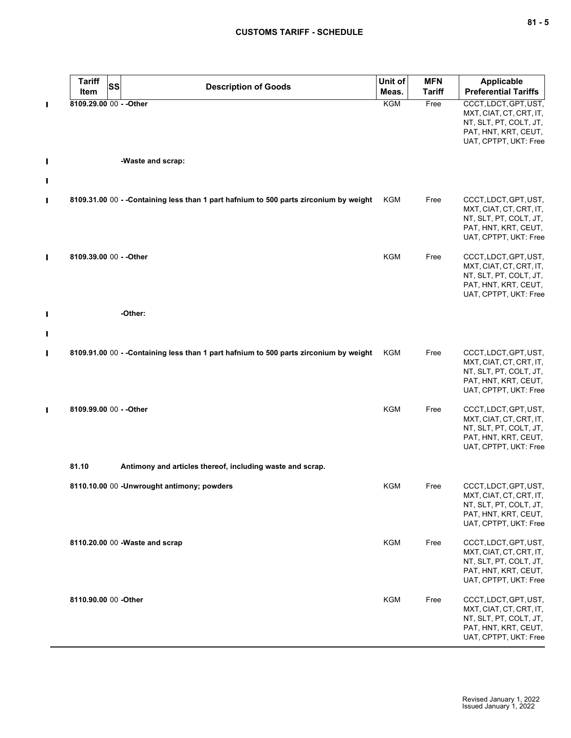| Tariff Item | SS | Description of Goods | Unit of Meas. | MFN Tariff | Applicable Preferential Tariffs |
|---|---|---|---|---|---|
| 8109.29.00 | 00 | - -Other | KGM | Free | CCCT, LDCT, GPT, UST, MXT, CIAT, CT, CRT, IT, NT, SLT, PT, COLT, JT, PAT, HNT, KRT, CEUT, UAT, CPTPT, UKT: Free |
| | | -Waste and scrap: | | | |
| 8109.31.00 | 00 | - -Containing less than 1 part hafnium to 500 parts zirconium by weight | KGM | Free | CCCT, LDCT, GPT, UST, MXT, CIAT, CT, CRT, IT, NT, SLT, PT, COLT, JT, PAT, HNT, KRT, CEUT, UAT, CPTPT, UKT: Free |
| 8109.39.00 | 00 | - -Other | KGM | Free | CCCT, LDCT, GPT, UST, MXT, CIAT, CT, CRT, IT, NT, SLT, PT, COLT, JT, PAT, HNT, KRT, CEUT, UAT, CPTPT, UKT: Free |
| | | -Other: | | | |
| 8109.91.00 | 00 | - -Containing less than 1 part hafnium to 500 parts zirconium by weight | KGM | Free | CCCT, LDCT, GPT, UST, MXT, CIAT, CT, CRT, IT, NT, SLT, PT, COLT, JT, PAT, HNT, KRT, CEUT, UAT, CPTPT, UKT: Free |
| 8109.99.00 | 00 | - -Other | KGM | Free | CCCT, LDCT, GPT, UST, MXT, CIAT, CT, CRT, IT, NT, SLT, PT, COLT, JT, PAT, HNT, KRT, CEUT, UAT, CPTPT, UKT: Free |
| 81.10 | | Antimony and articles thereof, including waste and scrap. | | | |
| 8110.10.00 | 00 | -Unwrought antimony; powders | KGM | Free | CCCT, LDCT, GPT, UST, MXT, CIAT, CT, CRT, IT, NT, SLT, PT, COLT, JT, PAT, HNT, KRT, CEUT, UAT, CPTPT, UKT: Free |
| 8110.20.00 | 00 | -Waste and scrap | KGM | Free | CCCT, LDCT, GPT, UST, MXT, CIAT, CT, CRT, IT, NT, SLT, PT, COLT, JT, PAT, HNT, KRT, CEUT, UAT, CPTPT, UKT: Free |
| 8110.90.00 | 00 | -Other | KGM | Free | CCCT, LDCT, GPT, UST, MXT, CIAT, CT, CRT, IT, NT, SLT, PT, COLT, JT, PAT, HNT, KRT, CEUT, UAT, CPTPT, UKT: Free |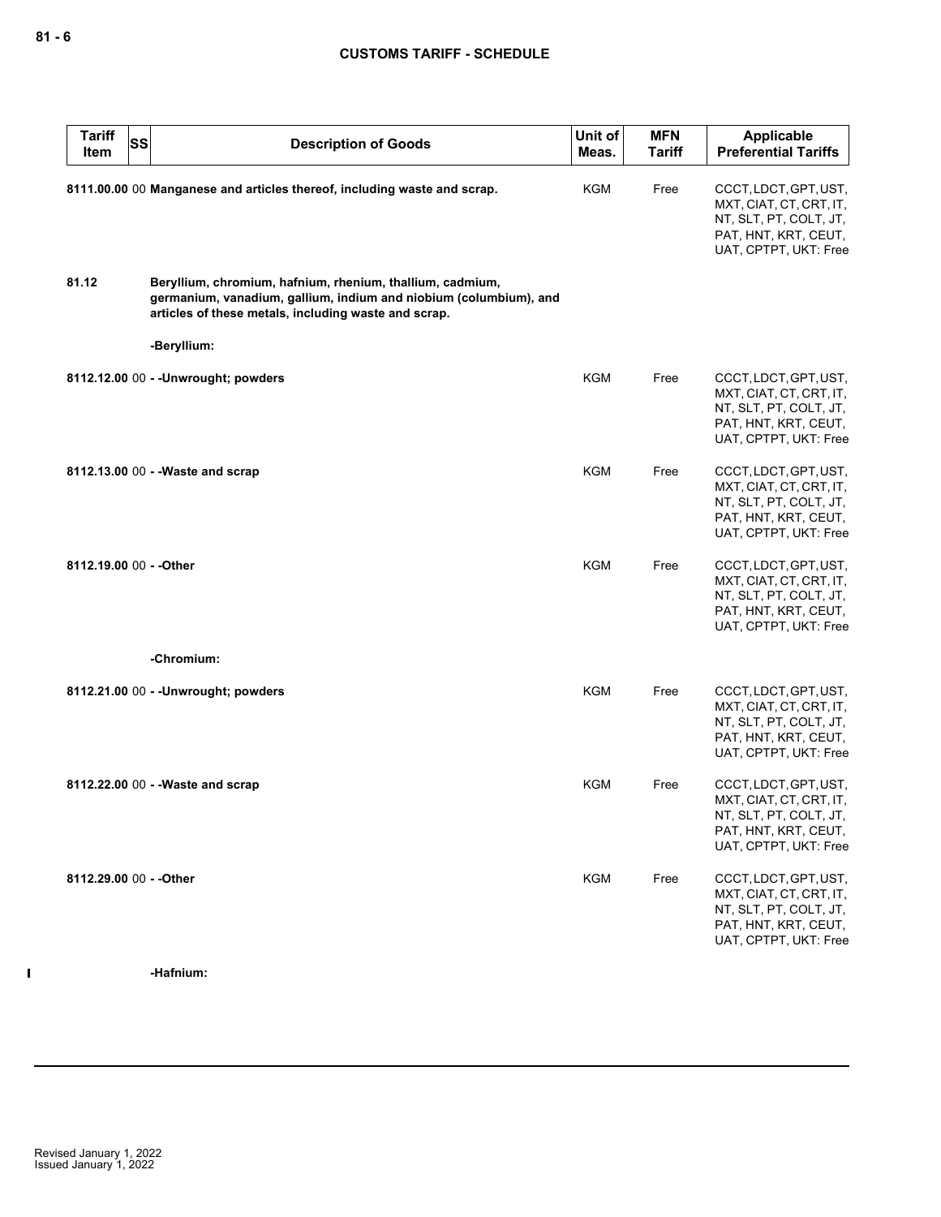| Tariff Item | SS | Description of Goods | Unit of Meas. | MFN Tariff | Applicable Preferential Tariffs |
|---|---|---|---|---|---|
| 8111.00.00 | 00 | **Manganese and articles thereof, including waste and scrap.** | KGM | Free | CCCT, LDCT, GPT, UST, MXT, CIAT, CT, CRT, IT, NT, SLT, PT, COLT, JT, PAT, HNT, KRT, CEUT, UAT, CPTPT, UKT: Free |
| 81.12 | | **Beryllium, chromium, hafnium, rhenium, thallium, cadmium, germanium, vanadium, gallium, indium and niobium (columbium), and articles of these metals, including waste and scrap.** | | | |
| | | **-Beryllium:** | | | |
| 8112.12.00 | 00 | **- -Unwrought; powders** | KGM | Free | CCCT, LDCT, GPT, UST, MXT, CIAT, CT, CRT, IT, NT, SLT, PT, COLT, JT, PAT, HNT, KRT, CEUT, UAT, CPTPT, UKT: Free |
| 8112.13.00 | 00 | **- -Waste and scrap** | KGM | Free | CCCT, LDCT, GPT, UST, MXT, CIAT, CT, CRT, IT, NT, SLT, PT, COLT, JT, PAT, HNT, KRT, CEUT, UAT, CPTPT, UKT: Free |
| 8112.19.00 | 00 | **- -Other** | KGM | Free | CCCT, LDCT, GPT, UST, MXT, CIAT, CT, CRT, IT, NT, SLT, PT, COLT, JT, PAT, HNT, KRT, CEUT, UAT, CPTPT, UKT: Free |
| | | **-Chromium:** | | | |
| 8112.21.00 | 00 | **- -Unwrought; powders** | KGM | Free | CCCT, LDCT, GPT, UST, MXT, CIAT, CT, CRT, IT, NT, SLT, PT, COLT, JT, PAT, HNT, KRT, CEUT, UAT, CPTPT, UKT: Free |
| 8112.22.00 | 00 | **- -Waste and scrap** | KGM | Free | CCCT, LDCT, GPT, UST, MXT, CIAT, CT, CRT, IT, NT, SLT, PT, COLT, JT, PAT, HNT, KRT, CEUT, UAT, CPTPT, UKT: Free |
| 8112.29.00 | 00 | **- -Other** | KGM | Free | CCCT, LDCT, GPT, UST, MXT, CIAT, CT, CRT, IT, NT, SLT, PT, COLT, JT, PAT, HNT, KRT, CEUT, UAT, CPTPT, UKT: Free |
| | | **-Hafnium:** | | | |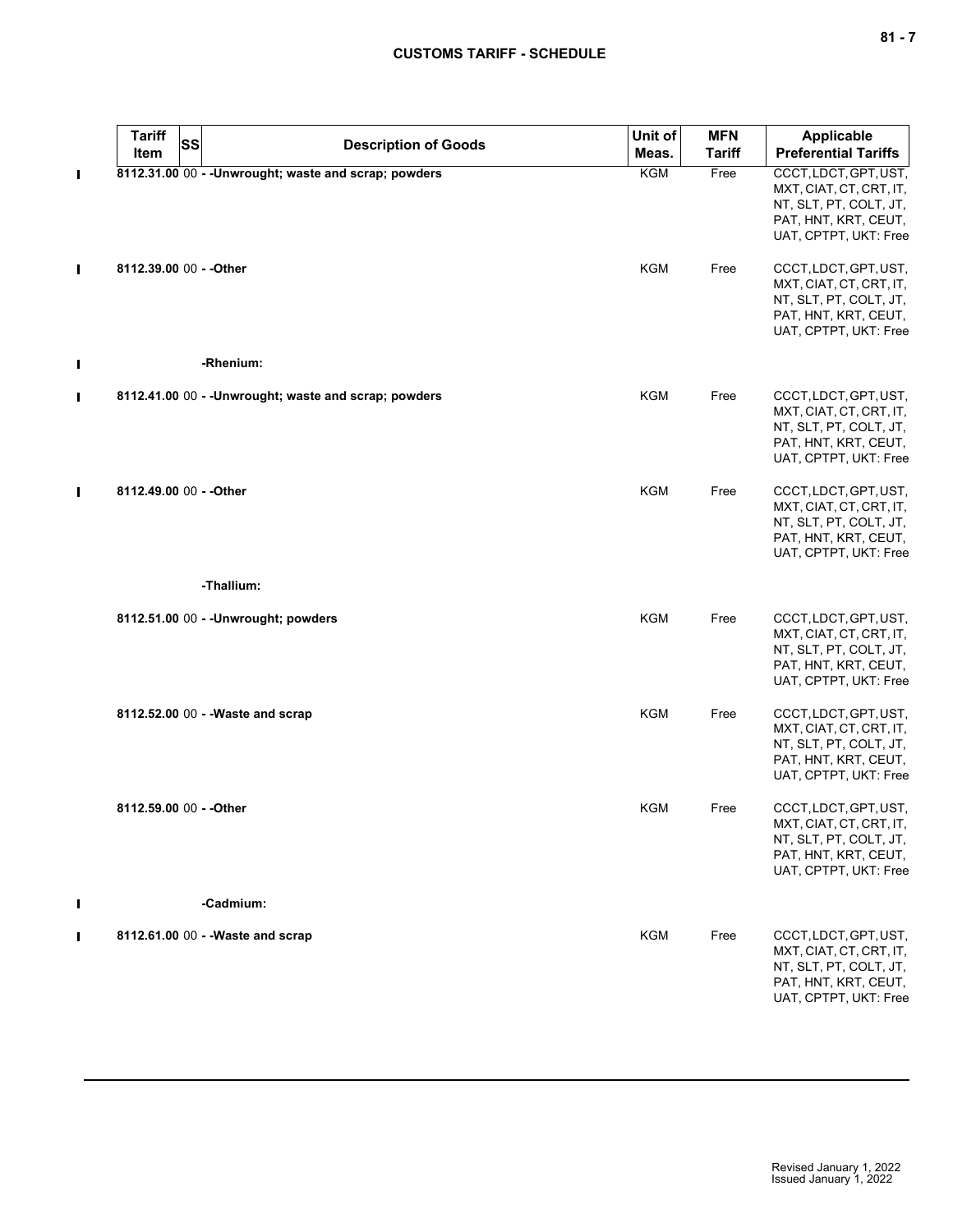| Tariff Item | SS | Description of Goods | Unit of Meas. | MFN Tariff | Applicable Preferential Tariffs |
|---|---|---|---|---|---|
| 8112.31.00 | 00 | - -Unwrought; waste and scrap; powders | KGM | Free | CCCT, LDCT, GPT, UST, MXT, CIAT, CT, CRT, IT, NT, SLT, PT, COLT, JT, PAT, HNT, KRT, CEUT, UAT, CPTPT, UKT: Free |
| 8112.39.00 | 00 | - -Other | KGM | Free | CCCT, LDCT, GPT, UST, MXT, CIAT, CT, CRT, IT, NT, SLT, PT, COLT, JT, PAT, HNT, KRT, CEUT, UAT, CPTPT, UKT: Free |
| | | -Rhenium: | | | |
| 8112.41.00 | 00 | - -Unwrought; waste and scrap; powders | KGM | Free | CCCT, LDCT, GPT, UST, MXT, CIAT, CT, CRT, IT, NT, SLT, PT, COLT, JT, PAT, HNT, KRT, CEUT, UAT, CPTPT, UKT: Free |
| 8112.49.00 | 00 | - -Other | KGM | Free | CCCT, LDCT, GPT, UST, MXT, CIAT, CT, CRT, IT, NT, SLT, PT, COLT, JT, PAT, HNT, KRT, CEUT, UAT, CPTPT, UKT: Free |
| | | -Thallium: | | | |
| 8112.51.00 | 00 | - -Unwrought; powders | KGM | Free | CCCT, LDCT, GPT, UST, MXT, CIAT, CT, CRT, IT, NT, SLT, PT, COLT, JT, PAT, HNT, KRT, CEUT, UAT, CPTPT, UKT: Free |
| 8112.52.00 | 00 | - -Waste and scrap | KGM | Free | CCCT, LDCT, GPT, UST, MXT, CIAT, CT, CRT, IT, NT, SLT, PT, COLT, JT, PAT, HNT, KRT, CEUT, UAT, CPTPT, UKT: Free |
| 8112.59.00 | 00 | - -Other | KGM | Free | CCCT, LDCT, GPT, UST, MXT, CIAT, CT, CRT, IT, NT, SLT, PT, COLT, JT, PAT, HNT, KRT, CEUT, UAT, CPTPT, UKT: Free |
| | | -Cadmium: | | | |
| 8112.61.00 | 00 | - -Waste and scrap | KGM | Free | CCCT, LDCT, GPT, UST, MXT, CIAT, CT, CRT, IT, NT, SLT, PT, COLT, JT, PAT, HNT, KRT, CEUT, UAT, CPTPT, UKT: Free |

Revised January 1, 2022
Issued January 1, 2022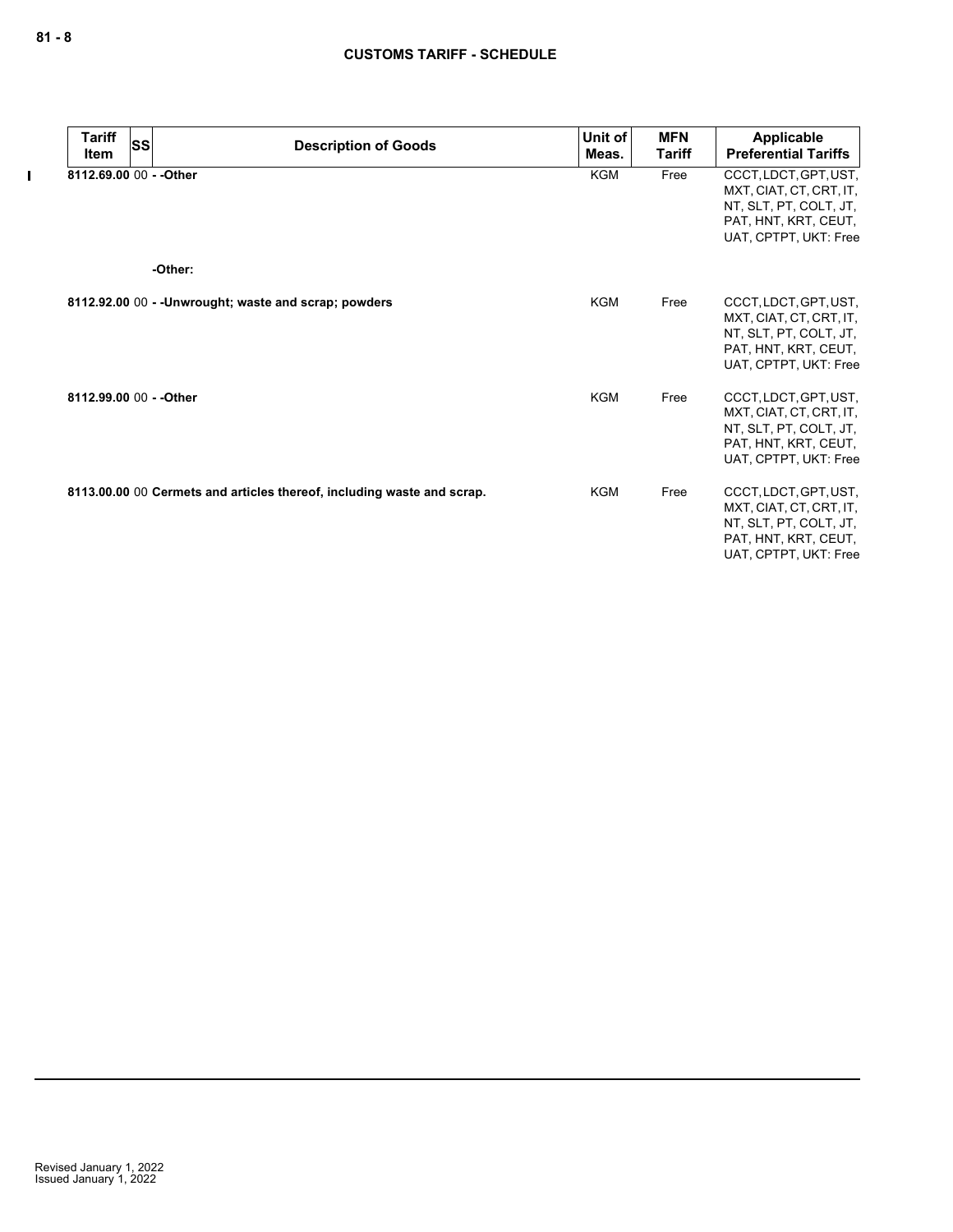| Tariff Item | SS | Description of Goods | Unit of Meas. | MFN Tariff | Applicable Preferential Tariffs |
|---|---|---|---|---|---|
| 8112.69.00 | 00 | - -Other | KGM | Free | CCCT, LDCT, GPT, UST, MXT, CIAT, CT, CRT, IT, NT, SLT, PT, COLT, JT, PAT, HNT, KRT, CEUT, UAT, CPTPT, UKT: Free |
| | | -Other: | | | |
| 8112.92.00 | 00 | - -Unwrought; waste and scrap; powders | KGM | Free | CCCT, LDCT, GPT, UST, MXT, CIAT, CT, CRT, IT, NT, SLT, PT, COLT, JT, PAT, HNT, KRT, CEUT, UAT, CPTPT, UKT: Free |
| 8112.99.00 | 00 | - -Other | KGM | Free | CCCT, LDCT, GPT, UST, MXT, CIAT, CT, CRT, IT, NT, SLT, PT, COLT, JT, PAT, HNT, KRT, CEUT, UAT, CPTPT, UKT: Free |
| 8113.00.00 | 00 | Cermets and articles thereof, including waste and scrap. | KGM | Free | CCCT, LDCT, GPT, UST, MXT, CIAT, CT, CRT, IT, NT, SLT, PT, COLT, JT, PAT, HNT, KRT, CEUT, UAT, CPTPT, UKT: Free |

Revised January 1, 2022
Issued January 1, 2022